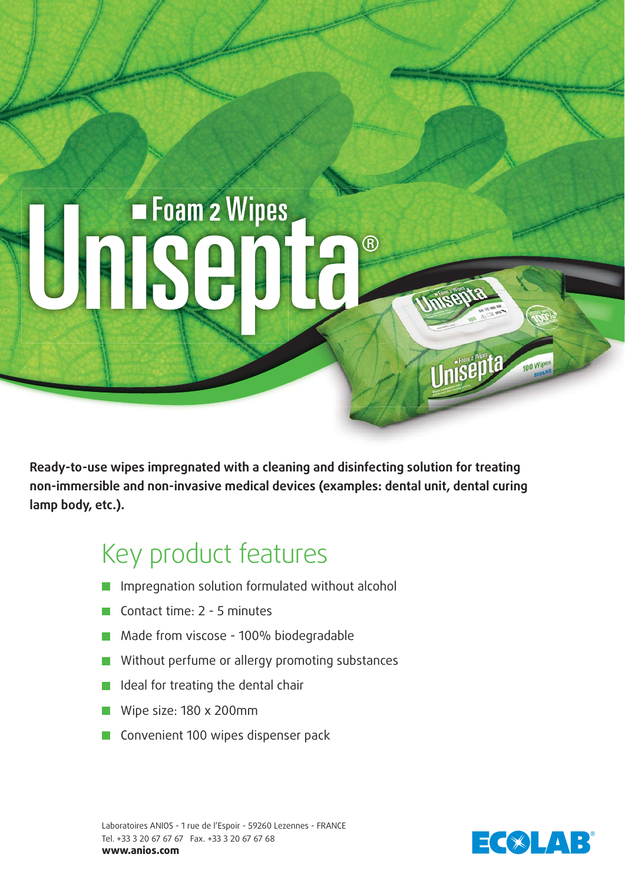# Unisepta®

## Foam 2 Wipes

**Ready-to-use wipes impregnated with a cleaning and disinfecting solution for treating non-immersible and non-invasive medical devices (examples: dental unit, dental curing lamp body, etc.).**

## Key product features

- Impregnation solution formulated without alcohol
- Contact time: 2 - 5 minutes
- Made from viscose - 100% biodegradable
- Without perfume or allergy promoting substances
- Ideal for treating the dental chair
- Wipe size: 180 x 200mm
- Convenient 100 wipes dispenser pack

Laboratoires ANIOS - 1 rue de l'Espoir - 59260 Lezennes - FRANCE
Tel. +33 3 20 67 67 67 Fax. +33 3 20 67 67 68
**www.anios.com**

ECOLAB®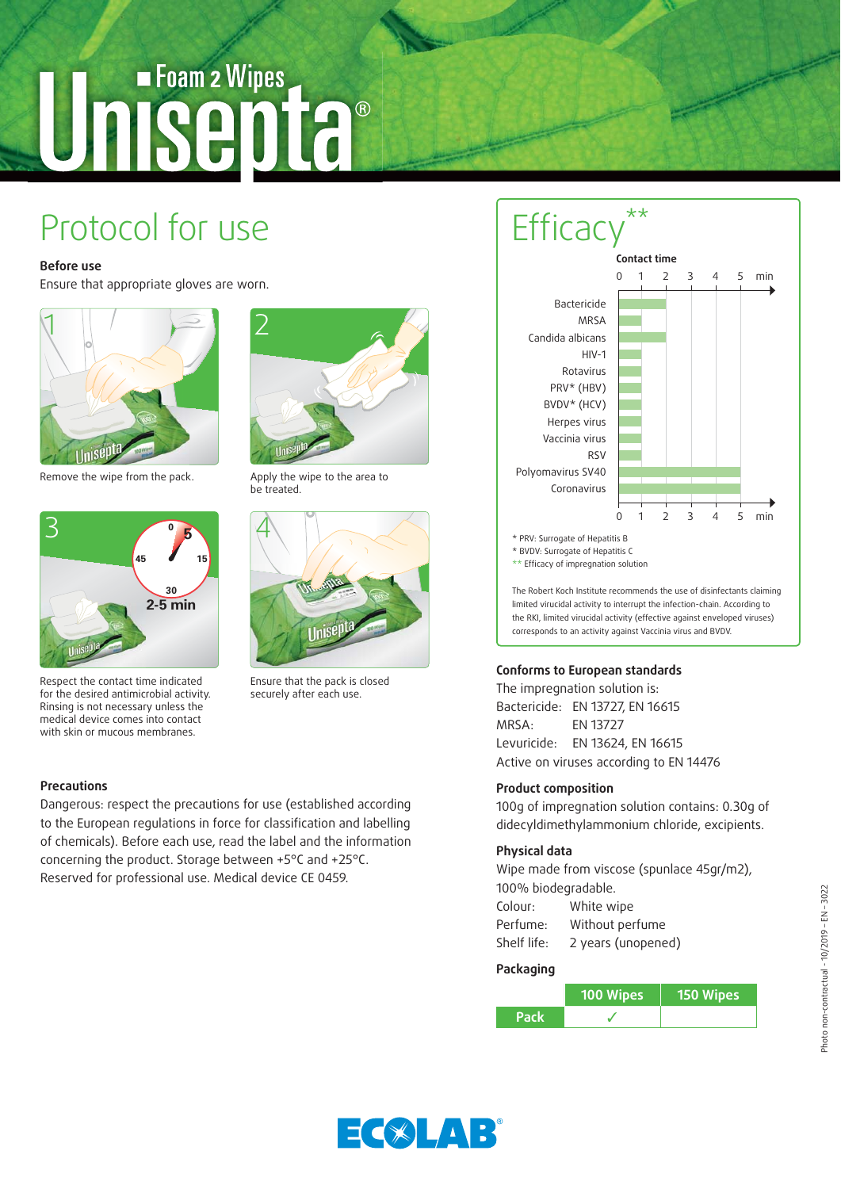# Unisepta® Foam 2 Wipes

## Protocol for use

**Before use**

Ensure that appropriate gloves are worn.

1. Remove the wipe from the pack.

2. Apply the wipe to the area to be treated.

3. Respect the contact time indicated for the desired antimicrobial activity. Rinsing is not necessary unless the medical device comes into contact with skin or mucous membranes.

0 5 15 30 45
2-5 min

4. Ensure that the pack is closed securely after each use.

**Precautions**

Dangerous: respect the precautions for use (established according to the European regulations in force for classification and labelling of chemicals). Before each use, read the label and the information concerning the product. Storage between +5°C and +25°C. Reserved for professional use. Medical device CE 0459.

## Efficacy**

Contact time

0 1 2 3 4 5 min

Bactericide
MRSA
Candida albicans
HIV-1
Rotavirus
PRV* (HBV)
BVDV* (HCV)
Herpes virus
Vaccinia virus
RSV
Polyomavirus SV40
Coronavirus

0 1 2 3 4 5 min

\* PRV: Surrogate of Hepatitis B
\* BVDV: Surrogate of Hepatitis C
\*\* Efficacy of impregnation solution

The Robert Koch Institute recommends the use of disinfectants claiming limited virucidal activity to interrupt the infection-chain. According to the RKI, limited virucidal activity (effective against enveloped viruses) corresponds to an activity against Vaccinia virus and BVDV.

**Conforms to European standards**

The impregnation solution is:
Bactericide: EN 13727, EN 16615
MRSA: EN 13727
Levuricide: EN 13624, EN 16615
Active on viruses according to EN 14476

**Product composition**

100g of impregnation solution contains: 0.30g of didecyldimethylammonium chloride, excipients.

**Physical data**

Wipe made from viscose (spunlace 45gr/m2), 100% biodegradable.
Colour: White wipe
Perfume: Without perfume
Shelf life: 2 years (unopened)

**Packaging**

| | 100 Wipes | 150 Wipes |
|---|---|---|
| Pack | ✓ | |

ECOLAB®

Photo non-contractual - 10/2019 - EN - 3022